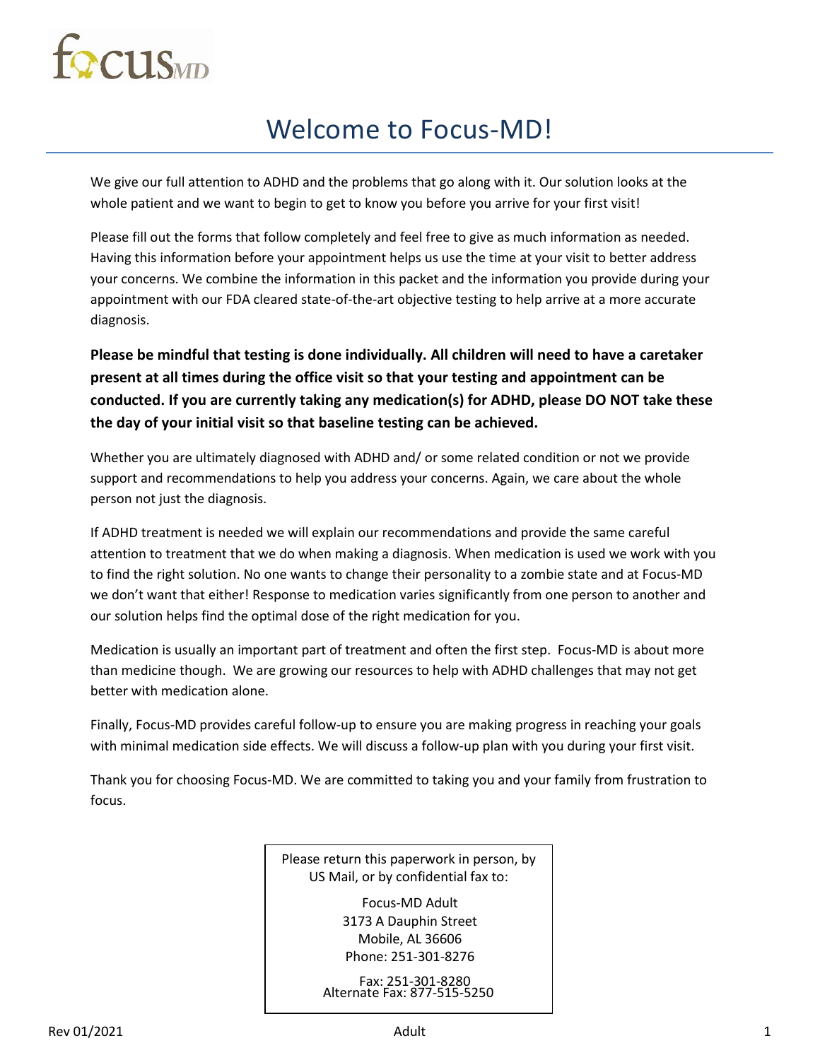focusMD

# Welcome to Focus-MD!

We give our full attention to ADHD and the problems that go along with it. Our solution looks at the whole patient and we want to begin to get to know you before you arrive for your first visit!

Please fill out the forms that follow completely and feel free to give as much information as needed. Having this information before your appointment helps us use the time at your visit to better address your concerns. We combine the information in this packet and the information you provide during your appointment with our FDA cleared state-of-the-art objective testing to help arrive at a more accurate diagnosis.

**Please be mindful that testing is done individually. All children will need to have a caretaker present at all times during the office visit so that your testing and appointment can be conducted. If you are currently taking any medication(s) for ADHD, please DO NOT take these the day of your initial visit so that baseline testing can be achieved.**

Whether you are ultimately diagnosed with ADHD and/ or some related condition or not we provide support and recommendations to help you address your concerns. Again, we care about the whole person not just the diagnosis.

If ADHD treatment is needed we will explain our recommendations and provide the same careful attention to treatment that we do when making a diagnosis. When medication is used we work with you to find the right solution. No one wants to change their personality to a zombie state and at Focus-MD we don't want that either! Response to medication varies significantly from one person to another and our solution helps find the optimal dose of the right medication for you.

Medication is usually an important part of treatment and often the first step. Focus-MD is about more than medicine though. We are growing our resources to help with ADHD challenges that may not get better with medication alone.

Finally, Focus-MD provides careful follow-up to ensure you are making progress in reaching your goals with minimal medication side effects. We will discuss a follow-up plan with you during your first visit.

Thank you for choosing Focus-MD. We are committed to taking you and your family from frustration to focus.

Please return this paperwork in person, by US Mail, or by confidential fax to:

Focus-MD Adult
3173 A Dauphin Street
Mobile, AL 36606
Phone: 251-301-8276

Fax: 251-301-8280
Alternate Fax: 877-515-5250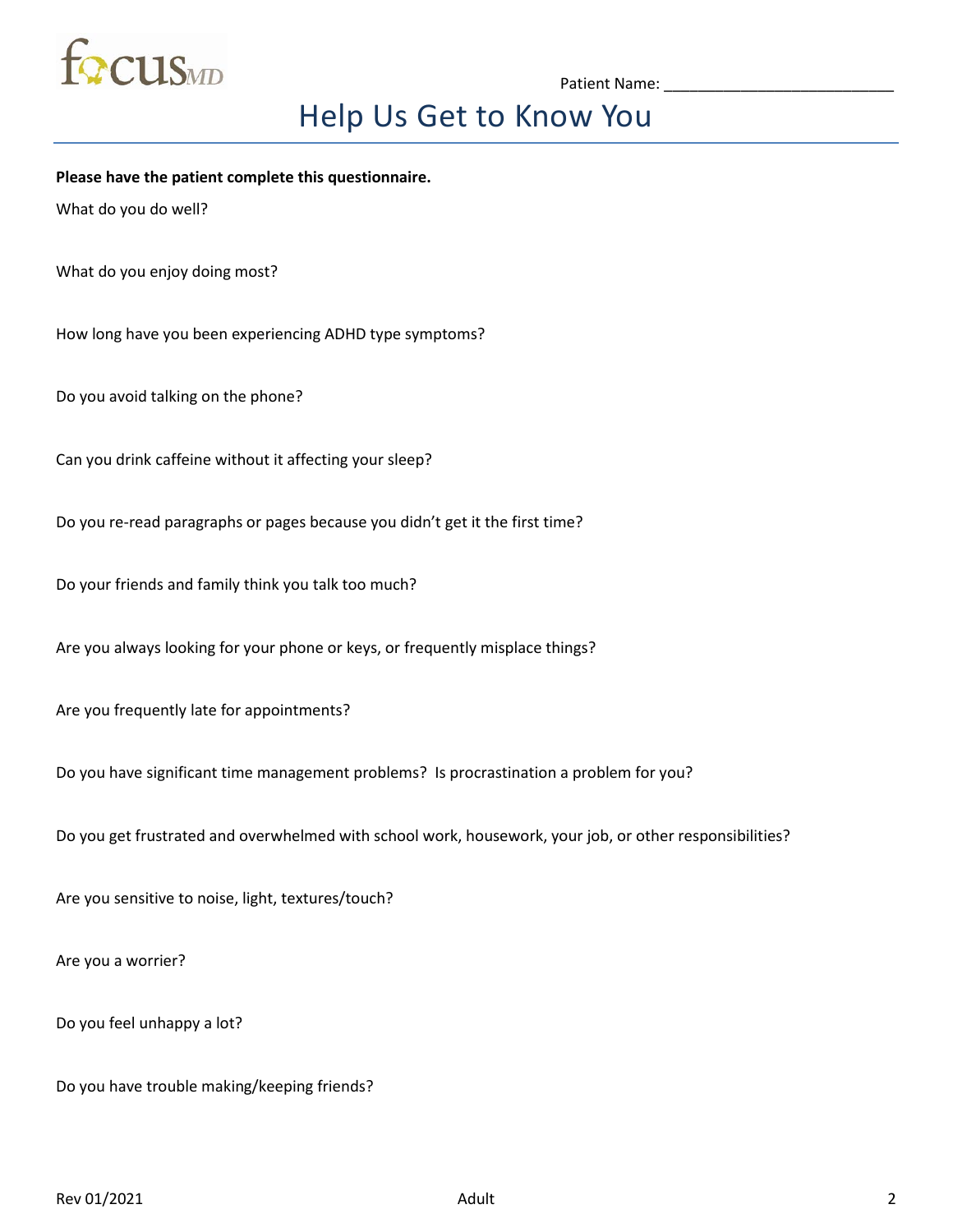Patient Name: ___________________________

# Help Us Get to Know You

**Please have the patient complete this questionnaire.**

What do you do well?

What do you enjoy doing most?

How long have you been experiencing ADHD type symptoms?

Do you avoid talking on the phone?

Can you drink caffeine without it affecting your sleep?

Do you re-read paragraphs or pages because you didn't get it the first time?

Do your friends and family think you talk too much?

Are you always looking for your phone or keys, or frequently misplace things?

Are you frequently late for appointments?

Do you have significant time management problems? Is procrastination a problem for you?

Do you get frustrated and overwhelmed with school work, housework, your job, or other responsibilities?

Are you sensitive to noise, light, textures/touch?

Are you a worrier?

Do you feel unhappy a lot?

Do you have trouble making/keeping friends?

Rev 01/2021 Adult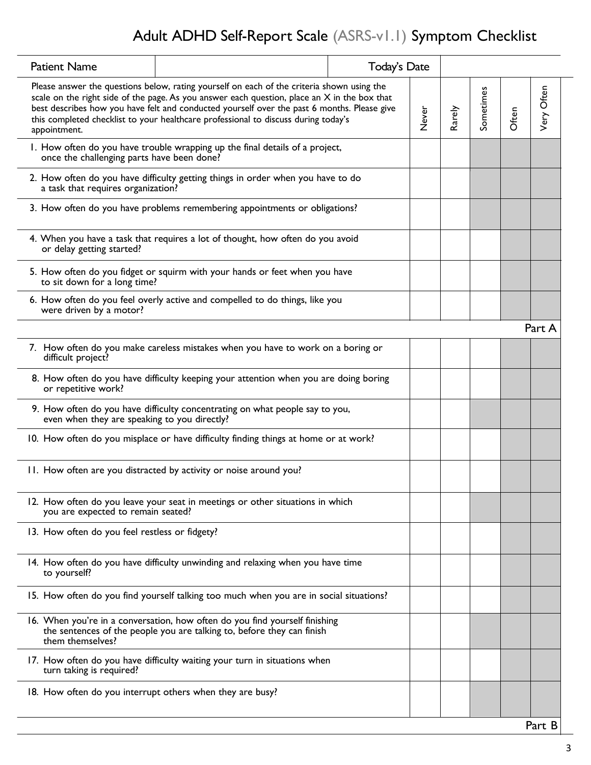# Adult ADHD Self-Report Scale (ASRS-v1.1) Symptom Checklist

| Patient Name | | Today's Date | | | | | |
|---|---|---|---|---|---|---|---|

| Please answer the questions below, rating yourself on each of the criteria shown using the scale on the right side of the page. As you answer each question, place an X in the box that best describes how you have felt and conducted yourself over the past 6 months. Please give this completed checklist to your healthcare professional to discuss during today's appointment. | Never | Rarely | Sometimes | Often | Very Often |
|---|---|---|---|---|---|
| 1. How often do you have trouble wrapping up the final details of a project, once the challenging parts have been done? | | | | | |
| 2. How often do you have difficulty getting things in order when you have to do a task that requires organization? | | | | | |
| 3. How often do you have problems remembering appointments or obligations? | | | | | |
| 4. When you have a task that requires a lot of thought, how often do you avoid or delay getting started? | | | | | |
| 5. How often do you fidget or squirm with your hands or feet when you have to sit down for a long time? | | | | | |
| 6. How often do you feel overly active and compelled to do things, like you were driven by a motor? | | | | | |
| | | | | | Part A |
| 7. How often do you make careless mistakes when you have to work on a boring or difficult project? | | | | | |
| 8. How often do you have difficulty keeping your attention when you are doing boring or repetitive work? | | | | | |
| 9. How often do you have difficulty concentrating on what people say to you, even when they are speaking to you directly? | | | | | |
| 10. How often do you misplace or have difficulty finding things at home or at work? | | | | | |
| 11. How often are you distracted by activity or noise around you? | | | | | |
| 12. How often do you leave your seat in meetings or other situations in which you are expected to remain seated? | | | | | |
| 13. How often do you feel restless or fidgety? | | | | | |
| 14. How often do you have difficulty unwinding and relaxing when you have time to yourself? | | | | | |
| 15. How often do you find yourself talking too much when you are in social situations? | | | | | |
| 16. When you're in a conversation, how often do you find yourself finishing the sentences of the people you are talking to, before they can finish them themselves? | | | | | |
| 17. How often do you have difficulty waiting your turn in situations when turn taking is required? | | | | | |
| 18. How often do you interrupt others when they are busy? | | | | | |
| | | | | | Part B |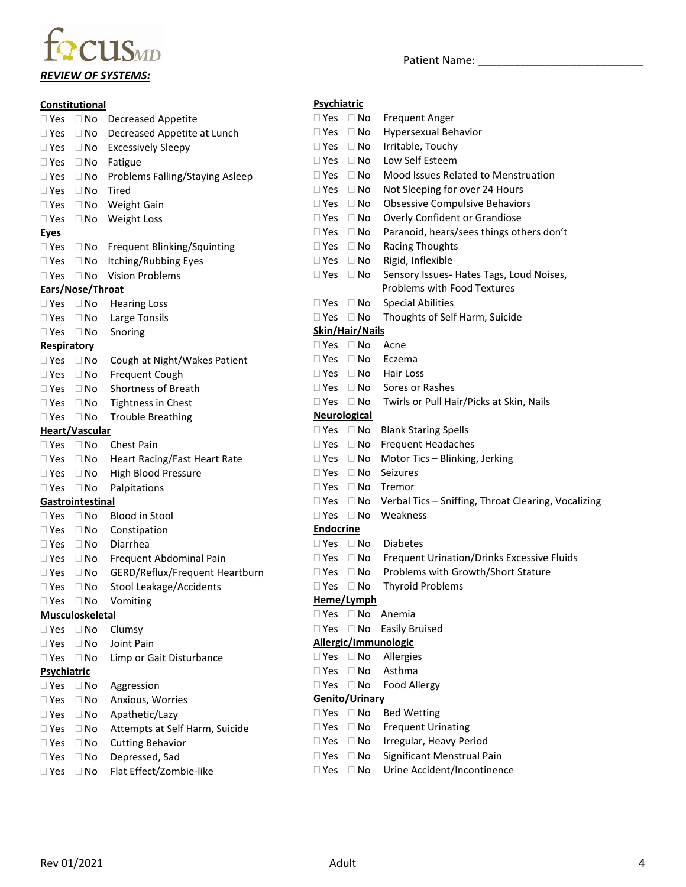focusMD

**REVIEW OF SYSTEMS:**

Patient Name: ___________________________

**Constitutional**

- ☐ Yes ☐ No Decreased Appetite
- ☐ Yes ☐ No Decreased Appetite at Lunch
- ☐ Yes ☐ No Excessively Sleepy
- ☐ Yes ☐ No Fatigue
- ☐ Yes ☐ No Problems Falling/Staying Asleep
- ☐ Yes ☐ No Tired
- ☐ Yes ☐ No Weight Gain
- ☐ Yes ☐ No Weight Loss

**Eyes**

- ☐ Yes ☐ No Frequent Blinking/Squinting
- ☐ Yes ☐ No Itching/Rubbing Eyes
- ☐ Yes ☐ No Vision Problems

**Ears/Nose/Throat**

- ☐ Yes ☐ No Hearing Loss
- ☐ Yes ☐ No Large Tonsils
- ☐ Yes ☐ No Snoring

**Respiratory**

- ☐ Yes ☐ No Cough at Night/Wakes Patient
- ☐ Yes ☐ No Frequent Cough
- ☐ Yes ☐ No Shortness of Breath
- ☐ Yes ☐ No Tightness in Chest
- ☐ Yes ☐ No Trouble Breathing

**Heart/Vascular**

- ☐ Yes ☐ No Chest Pain
- ☐ Yes ☐ No Heart Racing/Fast Heart Rate
- ☐ Yes ☐ No High Blood Pressure
- ☐ Yes ☐ No Palpitations

**Gastrointestinal**

- ☐ Yes ☐ No Blood in Stool
- ☐ Yes ☐ No Constipation
- ☐ Yes ☐ No Diarrhea
- ☐ Yes ☐ No Frequent Abdominal Pain
- ☐ Yes ☐ No GERD/Reflux/Frequent Heartburn
- ☐ Yes ☐ No Stool Leakage/Accidents
- ☐ Yes ☐ No Vomiting

**Musculoskeletal**

- ☐ Yes ☐ No Clumsy
- ☐ Yes ☐ No Joint Pain
- ☐ Yes ☐ No Limp or Gait Disturbance

**Psychiatric**

- ☐ Yes ☐ No Aggression
- ☐ Yes ☐ No Anxious, Worries
- ☐ Yes ☐ No Apathetic/Lazy
- ☐ Yes ☐ No Attempts at Self Harm, Suicide
- ☐ Yes ☐ No Cutting Behavior
- ☐ Yes ☐ No Depressed, Sad
- ☐ Yes ☐ No Flat Effect/Zombie-like

**Psychiatric**

- ☐ Yes ☐ No Frequent Anger
- ☐ Yes ☐ No Hypersexual Behavior
- ☐ Yes ☐ No Irritable, Touchy
- ☐ Yes ☐ No Low Self Esteem
- ☐ Yes ☐ No Mood Issues Related to Menstruation
- ☐ Yes ☐ No Not Sleeping for over 24 Hours
- ☐ Yes ☐ No Obsessive Compulsive Behaviors
- ☐ Yes ☐ No Overly Confident or Grandiose
- ☐ Yes ☐ No Paranoid, hears/sees things others don't
- ☐ Yes ☐ No Racing Thoughts
- ☐ Yes ☐ No Rigid, Inflexible
- ☐ Yes ☐ No Sensory Issues- Hates Tags, Loud Noises, Problems with Food Textures
- ☐ Yes ☐ No Special Abilities
- ☐ Yes ☐ No Thoughts of Self Harm, Suicide

**Skin/Hair/Nails**

- ☐ Yes ☐ No Acne
- ☐ Yes ☐ No Eczema
- ☐ Yes ☐ No Hair Loss
- ☐ Yes ☐ No Sores or Rashes
- ☐ Yes ☐ No Twirls or Pull Hair/Picks at Skin, Nails

**Neurological**

- ☐ Yes ☐ No Blank Staring Spells
- ☐ Yes ☐ No Frequent Headaches
- ☐ Yes ☐ No Motor Tics – Blinking, Jerking
- ☐ Yes ☐ No Seizures
- ☐ Yes ☐ No Tremor
- ☐ Yes ☐ No Verbal Tics – Sniffing, Throat Clearing, Vocalizing
- ☐ Yes ☐ No Weakness

**Endocrine**

- ☐ Yes ☐ No Diabetes
- ☐ Yes ☐ No Frequent Urination/Drinks Excessive Fluids
- ☐ Yes ☐ No Problems with Growth/Short Stature
- ☐ Yes ☐ No Thyroid Problems

**Heme/Lymph**

- ☐ Yes ☐ No Anemia
- ☐ Yes ☐ No Easily Bruised

**Allergic/Immunologic**

- ☐ Yes ☐ No Allergies
- ☐ Yes ☐ No Asthma
- ☐ Yes ☐ No Food Allergy

**Genito/Urinary**

- ☐ Yes ☐ No Bed Wetting
- ☐ Yes ☐ No Frequent Urinating
- ☐ Yes ☐ No Irregular, Heavy Period
- ☐ Yes ☐ No Significant Menstrual Pain
- ☐ Yes ☐ No Urine Accident/Incontinence

Rev 01/2021 Adult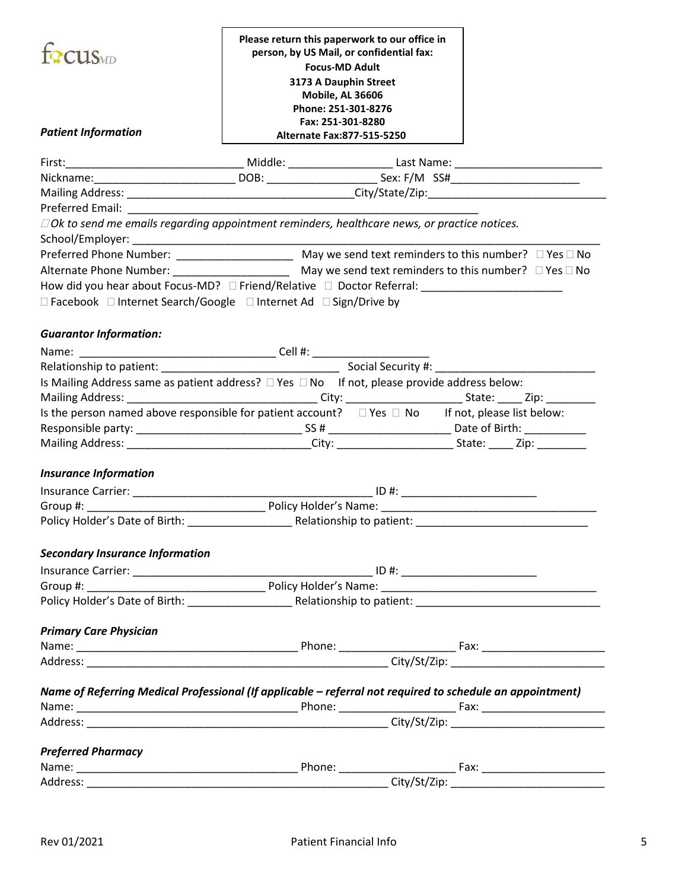focusMD

**Please return this paperwork to our office in person, by US Mail, or confidential fax:**
**Focus-MD Adult**
**3173 A Dauphin Street**
**Mobile, AL 36606**
**Phone: 251-301-8276**
**Fax: 251-301-8280**
**Alternate Fax:877-515-5250**

### *Patient Information*

First:_____________________________ Middle: _________________ Last Name: _________________________

Nickname:_______________________ DOB: ________________ Sex: F/M SS#_____________________

Mailing Address: _____________________________________City/State/Zip:_____________________________

Preferred Email: ___________________________________________________________

☐ *Ok to send me emails regarding appointment reminders, healthcare news, or practice notices.*

School/Employer: ___________________________________________________________________________

Preferred Phone Number: ___________________ May we send text reminders to this number? ☐ Yes ☐ No

Alternate Phone Number: ___________________ May we send text reminders to this number? ☐ Yes ☐ No

How did you hear about Focus-MD? ☐ Friend/Relative ☐ Doctor Referral: _______________________

☐ Facebook ☐ Internet Search/Google ☐ Internet Ad ☐ Sign/Drive by

### *Guarantor Information:*

Name: _________________________________ Cell #: ___________________

Relationship to patient: _____________________________ Social Security #: _________________________

Is Mailing Address same as patient address? ☐ Yes ☐ No If not, please provide address below:

Mailing Address: _______________________________ City: ___________________ State: ____ Zip: ________

Is the person named above responsible for patient account? ☐ Yes ☐ No If not, please list below:

Responsible party: ___________________________ SS # ____________________ Date of Birth: __________

Mailing Address: ______________________________City: ___________________ State: ____ Zip: ________

### *Insurance Information*

Insurance Carrier: _______________________________________ ID #: ______________________

Group #: _____________________________ Policy Holder's Name: ___________________________________

Policy Holder's Date of Birth: _________________ Relationship to patient: ____________________________

### *Secondary Insurance Information*

Insurance Carrier: _______________________________________ ID #: ______________________

Group #: _____________________________ Policy Holder's Name: ___________________________________

Policy Holder's Date of Birth: _________________ Relationship to patient: _____________________________

### *Primary Care Physician*

Name: ____________________________________ Phone: ___________________ Fax: ____________________

Address: ___________________________________________________ City/St/Zip: _________________________

### *Name of Referring Medical Professional (If applicable – referral not required to schedule an appointment)*

Name: ____________________________________ Phone: ___________________ Fax: ____________________

Address: ___________________________________________________ City/St/Zip: _________________________

### *Preferred Pharmacy*

Name: ____________________________________ Phone: ___________________ Fax: ____________________

Address: ___________________________________________________ City/St/Zip: _________________________

Rev 01/2021 Patient Financial Info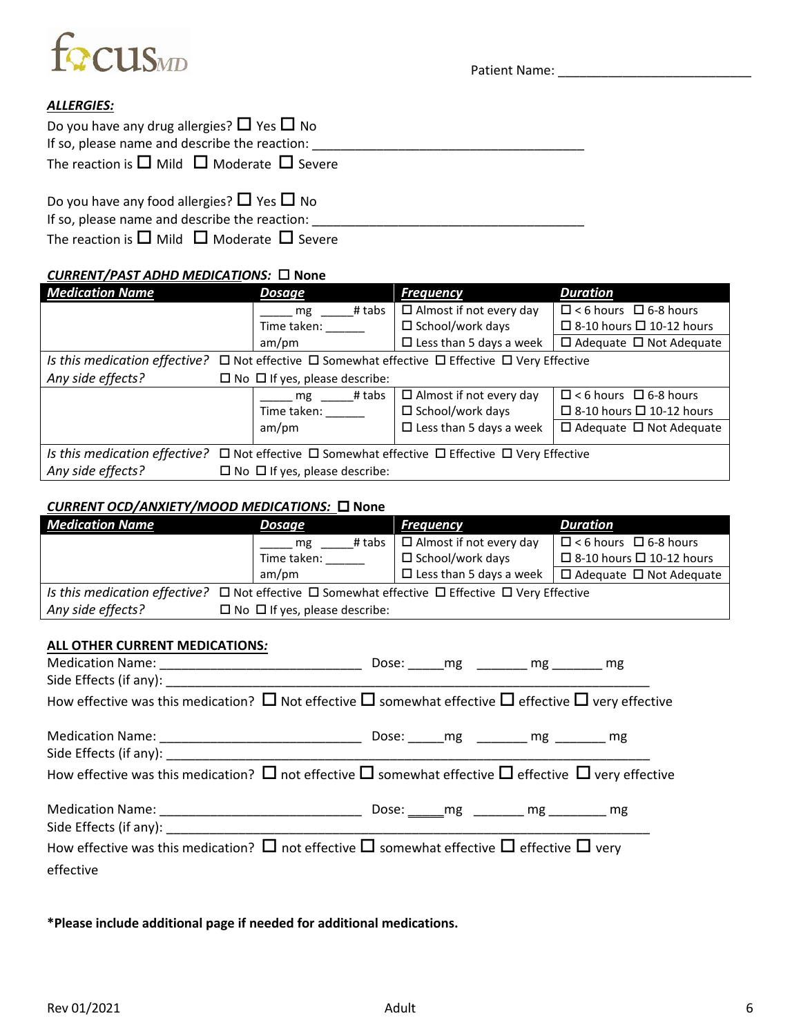Patient Name: ___________________________

***ALLERGIES:***

Do you have any drug allergies? ☐ Yes ☐ No
If so, please name and describe the reaction: _______________________________________
The reaction is ☐ Mild ☐ Moderate ☐ Severe

Do you have any food allergies? ☐ Yes ☐ No
If so, please name and describe the reaction: _______________________________________
The reaction is ☐ Mild ☐ Moderate ☐ Severe

***CURRENT/PAST ADHD MEDICATIONS:*** ☐ **None**

| ***Medication Name*** | ***Dosage*** | ***Frequency*** | ***Duration*** |
|---|---|---|---|
| | _____ mg _____# tabs<br>Time taken: ______<br>am/pm | ☐ Almost if not every day<br>☐ School/work days<br>☐ Less than 5 days a week | ☐ < 6 hours ☐ 6-8 hours<br>☐ 8-10 hours ☐ 10-12 hours<br>☐ Adequate ☐ Not Adequate |
| *Is this medication effective?* ☐ Not effective ☐ Somewhat effective ☐ Effective ☐ Very Effective<br>*Any side effects?* ☐ No ☐ If yes, please describe: | | | |
| | _____ mg _____# tabs<br>Time taken: ______<br>am/pm | ☐ Almost if not every day<br>☐ School/work days<br>☐ Less than 5 days a week | ☐ < 6 hours ☐ 6-8 hours<br>☐ 8-10 hours ☐ 10-12 hours<br>☐ Adequate ☐ Not Adequate |
| *Is this medication effective?* ☐ Not effective ☐ Somewhat effective ☐ Effective ☐ Very Effective<br>*Any side effects?* ☐ No ☐ If yes, please describe: | | | |

***CURRENT OCD/ANXIETY/MOOD MEDICATIONS:*** ☐ **None**

| ***Medication Name*** | ***Dosage*** | ***Frequency*** | ***Duration*** |
|---|---|---|---|
| | _____ mg _____# tabs<br>Time taken: ______<br>am/pm | ☐ Almost if not every day<br>☐ School/work days<br>☐ Less than 5 days a week | ☐ < 6 hours ☐ 6-8 hours<br>☐ 8-10 hours ☐ 10-12 hours<br>☐ Adequate ☐ Not Adequate |
| *Is this medication effective?* ☐ Not effective ☐ Somewhat effective ☐ Effective ☐ Very Effective<br>*Any side effects?* ☐ No ☐ If yes, please describe: | | | |

**ALL OTHER CURRENT MEDICATIONS*:***

Medication Name: ____________________________ Dose: _____mg _______ mg _______ mg
Side Effects (if any): ______________________________________________________________
How effective was this medication? ☐ Not effective ☐ somewhat effective ☐ effective ☐ very effective

Medication Name: ____________________________ Dose: _____mg _______ mg _______ mg
Side Effects (if any): ______________________________________________________________
How effective was this medication? ☐ not effective ☐ somewhat effective ☐ effective ☐ very effective

Medication Name: ____________________________ Dose: _____mg _______ mg ________ mg
Side Effects (if any): ______________________________________________________________
How effective was this medication? ☐ not effective ☐ somewhat effective ☐ effective ☐ very effective

**\*Please include additional page if needed for additional medications.**

Rev 01/2021 Adult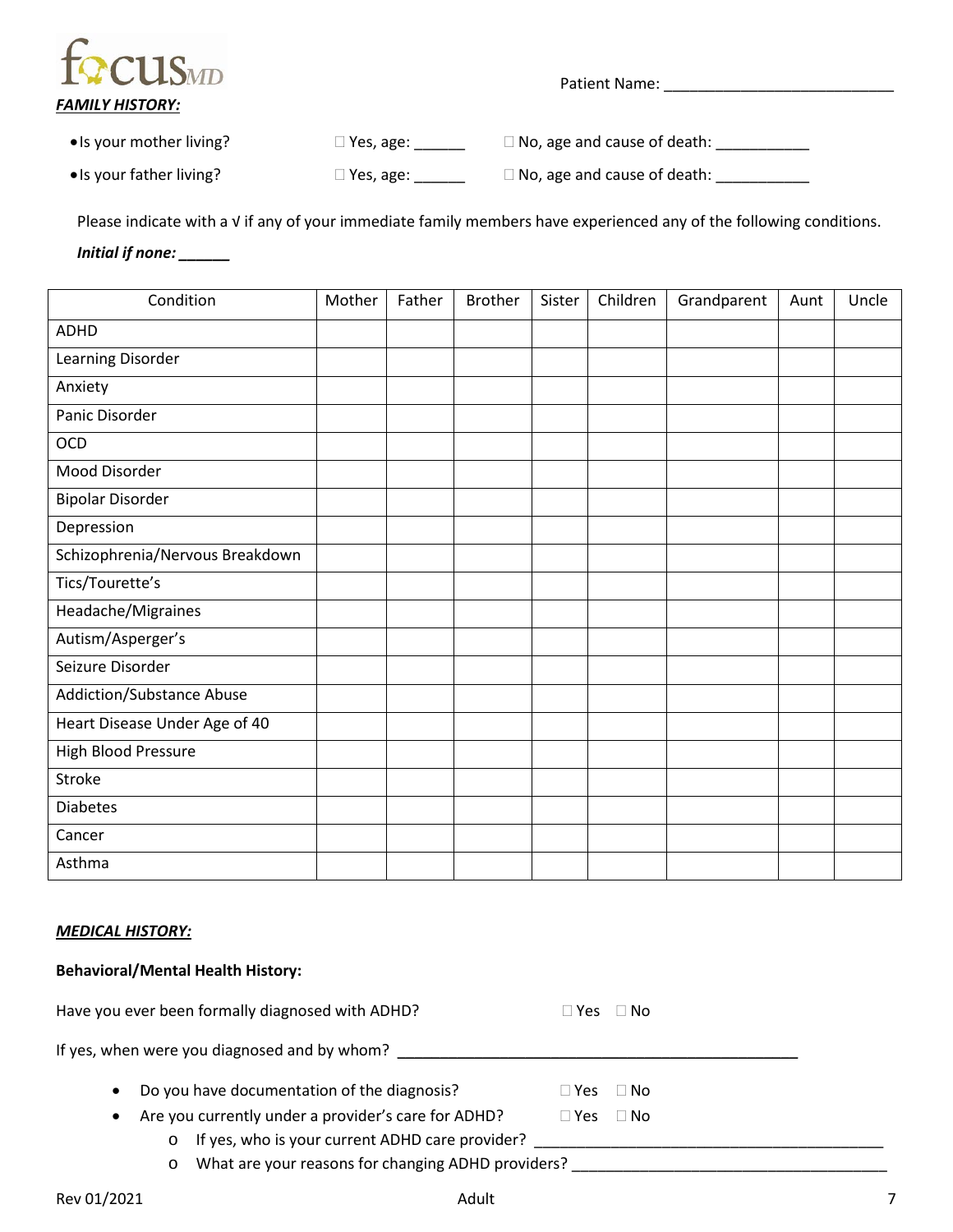focusMD

Patient Name: ___________________________

***FAMILY HISTORY:***

- Is your mother living? ☐ Yes, age: ______ ☐ No, age and cause of death: ___________
- Is your father living? ☐ Yes, age: ______ ☐ No, age and cause of death: ___________

Please indicate with a √ if any of your immediate family members have experienced any of the following conditions.

***Initial if none: ______***

| Condition | Mother | Father | Brother | Sister | Children | Grandparent | Aunt | Uncle |
|---|---|---|---|---|---|---|---|---|
| ADHD | | | | | | | | |
| Learning Disorder | | | | | | | | |
| Anxiety | | | | | | | | |
| Panic Disorder | | | | | | | | |
| OCD | | | | | | | | |
| Mood Disorder | | | | | | | | |
| Bipolar Disorder | | | | | | | | |
| Depression | | | | | | | | |
| Schizophrenia/Nervous Breakdown | | | | | | | | |
| Tics/Tourette's | | | | | | | | |
| Headache/Migraines | | | | | | | | |
| Autism/Asperger's | | | | | | | | |
| Seizure Disorder | | | | | | | | |
| Addiction/Substance Abuse | | | | | | | | |
| Heart Disease Under Age of 40 | | | | | | | | |
| High Blood Pressure | | | | | | | | |
| Stroke | | | | | | | | |
| Diabetes | | | | | | | | |
| Cancer | | | | | | | | |
| Asthma | | | | | | | | |

***MEDICAL HISTORY:***

**Behavioral/Mental Health History:**

Have you ever been formally diagnosed with ADHD? ☐ Yes ☐ No

If yes, when were you diagnosed and by whom? _______________________________________________

- Do you have documentation of the diagnosis? ☐ Yes ☐ No
- Are you currently under a provider's care for ADHD? ☐ Yes ☐ No
    - If yes, who is your current ADHD care provider? _________________________________________
    - What are your reasons for changing ADHD providers? _____________________________________

Rev 01/2021 Adult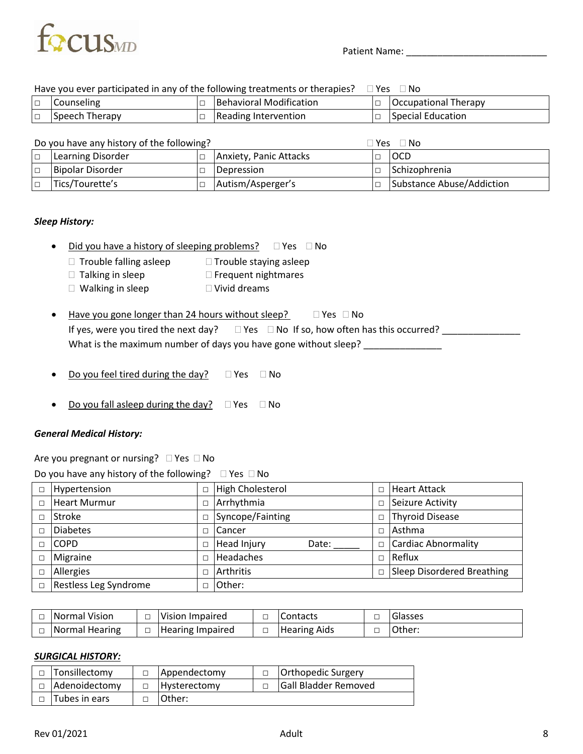focusMD

Patient Name: ___________________________

Have you ever participated in any of the following treatments or therapies? ☐ Yes ☐ No

| | | | | | |
|---|---|---|---|---|---|
| □ | Counseling | □ | Behavioral Modification | □ | Occupational Therapy |
| □ | Speech Therapy | □ | Reading Intervention | □ | Special Education |

Do you have any history of the following? ☐ Yes ☐ No

| | | | | | |
|---|---|---|---|---|---|
| □ | Learning Disorder | □ | Anxiety, Panic Attacks | □ | OCD |
| □ | Bipolar Disorder | □ | Depression | □ | Schizophrenia |
| □ | Tics/Tourette's | □ | Autism/Asperger's | □ | Substance Abuse/Addiction |

***Sleep History:***

- Did you have a history of sleeping problems? ☐ Yes ☐ No
  - ☐ Trouble falling asleep ☐ Trouble staying asleep
  - ☐ Talking in sleep ☐ Frequent nightmares
  - ☐ Walking in sleep ☐ Vivid dreams

- Have you gone longer than 24 hours without sleep? ☐ Yes ☐ No
  If yes, were you tired the next day? ☐ Yes ☐ No If so, how often has this occurred? _______________
  What is the maximum number of days you have gone without sleep? _______________

- Do you feel tired during the day? ☐ Yes ☐ No

- Do you fall asleep during the day? ☐ Yes ☐ No

***General Medical History:***

Are you pregnant or nursing? ☐ Yes ☐ No

Do you have any history of the following? ☐ Yes ☐ No

| | | | | | |
|---|---|---|---|---|---|
| □ | Hypertension | □ | High Cholesterol | □ | Heart Attack |
| □ | Heart Murmur | □ | Arrhythmia | □ | Seizure Activity |
| □ | Stroke | □ | Syncope/Fainting | □ | Thyroid Disease |
| □ | Diabetes | □ | Cancer | □ | Asthma |
| □ | COPD | □ | Head Injury Date: _____ | □ | Cardiac Abnormality |
| □ | Migraine | □ | Headaches | □ | Reflux |
| □ | Allergies | □ | Arthritis | □ | Sleep Disordered Breathing |
| □ | Restless Leg Syndrome | □ | Other: | | |

| | | | | | | | |
|---|---|---|---|---|---|---|---|
| □ | Normal Vision | □ | Vision Impaired | □ | Contacts | □ | Glasses |
| □ | Normal Hearing | □ | Hearing Impaired | □ | Hearing Aids | □ | Other: |

***SURGICAL HISTORY:***

| | | | | | |
|---|---|---|---|---|---|
| □ | Tonsillectomy | □ | Appendectomy | □ | Orthopedic Surgery |
| □ | Adenoidectomy | □ | Hysterectomy | □ | Gall Bladder Removed |
| □ | Tubes in ears | □ | Other: | | |

Rev 01/2021 Adult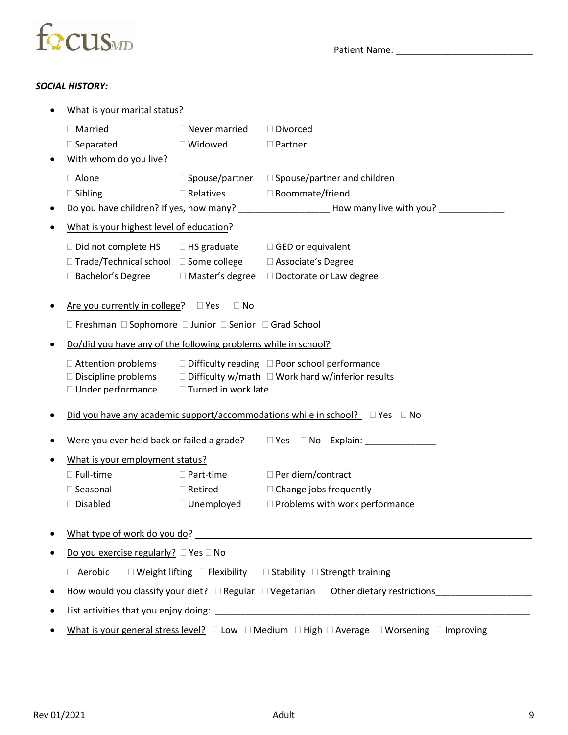focusMD

Patient Name: ___________________________

***SOCIAL HISTORY:***

- What is your marital status?

  ☐ Married ☐ Never married ☐ Divorced
  ☐ Separated ☐ Widowed ☐ Partner

- With whom do you live?

  ☐ Alone ☐ Spouse/partner ☐ Spouse/partner and children
  ☐ Sibling ☐ Relatives ☐ Roommate/friend

- Do you have children? If yes, how many? __________________ How many live with you? _____________

- What is your highest level of education?

  ☐ Did not complete HS ☐ HS graduate ☐ GED or equivalent
  ☐ Trade/Technical school ☐ Some college ☐ Associate's Degree
  ☐ Bachelor's Degree ☐ Master's degree ☐ Doctorate or Law degree

- Are you currently in college? ☐ Yes ☐ No

  ☐ Freshman ☐ Sophomore ☐ Junior ☐ Senior ☐ Grad School

- Do/did you have any of the following problems while in school?

  ☐ Attention problems ☐ Difficulty reading ☐ Poor school performance
  ☐ Discipline problems ☐ Difficulty w/math ☐ Work hard w/inferior results
  ☐ Under performance ☐ Turned in work late

- Did you have any academic support/accommodations while in school? ☐ Yes ☐ No

- Were you ever held back or failed a grade? ☐ Yes ☐ No Explain: ______________

- What is your employment status?

  ☐ Full-time ☐ Part-time ☐ Per diem/contract
  ☐ Seasonal ☐ Retired ☐ Change jobs frequently
  ☐ Disabled ☐ Unemployed ☐ Problems with work performance

- What type of work do you do? ________________________________________________

- Do you exercise regularly? ☐ Yes ☐ No

  ☐ Aerobic ☐ Weight lifting ☐ Flexibility ☐ Stability ☐ Strength training

- How would you classify your diet? ☐ Regular ☐ Vegetarian ☐ Other dietary restrictions__________________

- List activities that you enjoy doing: ________________________________________________

- What is your general stress level? ☐ Low ☐ Medium ☐ High ☐ Average ☐ Worsening ☐ Improving

Rev 01/2021 Adult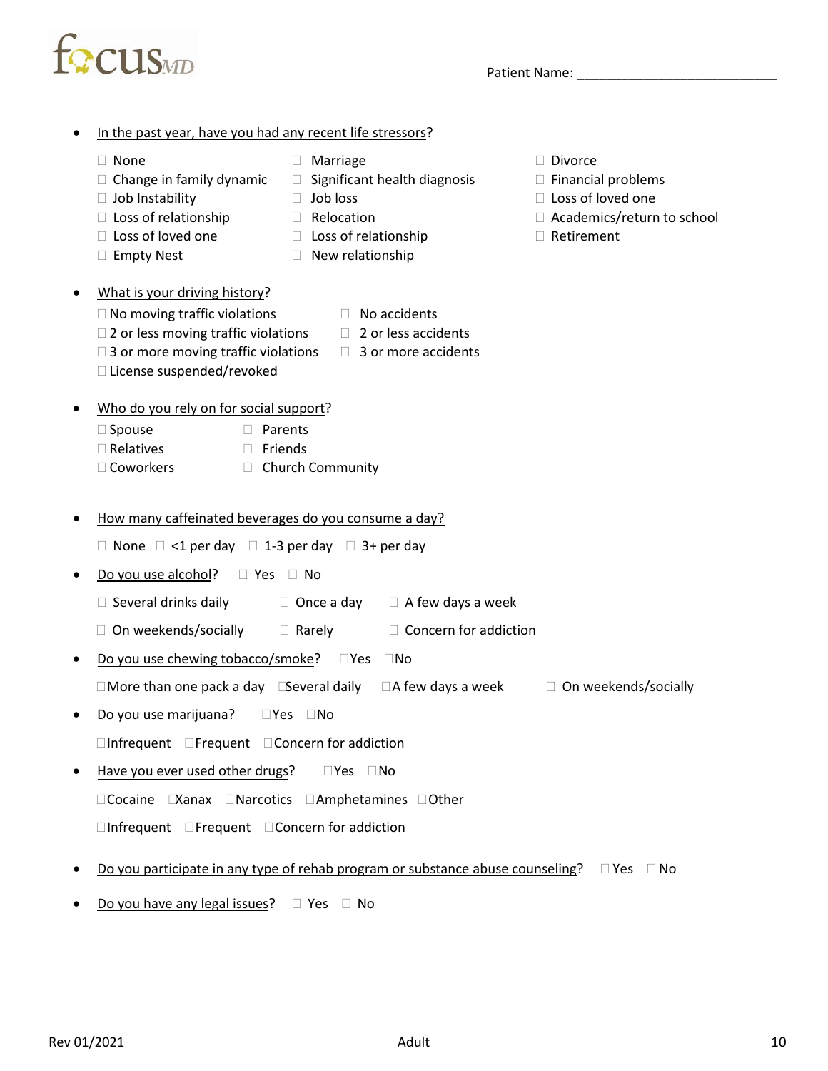Patient Name: ___________________________

- In the past year, have you had any recent life stressors?

  ☐ None ☐ Marriage ☐ Divorce
  ☐ Change in family dynamic ☐ Significant health diagnosis ☐ Financial problems
  ☐ Job Instability ☐ Job loss ☐ Loss of loved one
  ☐ Loss of relationship ☐ Relocation ☐ Academics/return to school
  ☐ Loss of loved one ☐ Loss of relationship ☐ Retirement
  ☐ Empty Nest ☐ New relationship

- What is your driving history?

  ☐ No moving traffic violations ☐ No accidents
  ☐ 2 or less moving traffic violations ☐ 2 or less accidents
  ☐ 3 or more moving traffic violations ☐ 3 or more accidents
  ☐ License suspended/revoked

- Who do you rely on for social support?

  ☐ Spouse ☐ Parents
  ☐ Relatives ☐ Friends
  ☐ Coworkers ☐ Church Community

- How many caffeinated beverages do you consume a day?

  ☐ None ☐ <1 per day ☐ 1-3 per day ☐ 3+ per day

- Do you use alcohol? ☐ Yes ☐ No

  ☐ Several drinks daily ☐ Once a day ☐ A few days a week
  ☐ On weekends/socially ☐ Rarely ☐ Concern for addiction

- Do you use chewing tobacco/smoke? ☐ Yes ☐ No

  ☐ More than one pack a day ☐ Several daily ☐ A few days a week ☐ On weekends/socially

- Do you use marijuana? ☐ Yes ☐ No

  ☐ Infrequent ☐ Frequent ☐ Concern for addiction

- Have you ever used other drugs? ☐ Yes ☐ No

  ☐ Cocaine ☐ Xanax ☐ Narcotics ☐ Amphetamines ☐ Other
  ☐ Infrequent ☐ Frequent ☐ Concern for addiction

- Do you participate in any type of rehab program or substance abuse counseling? ☐ Yes ☐ No

- Do you have any legal issues? ☐ Yes ☐ No

Rev 01/2021 Adult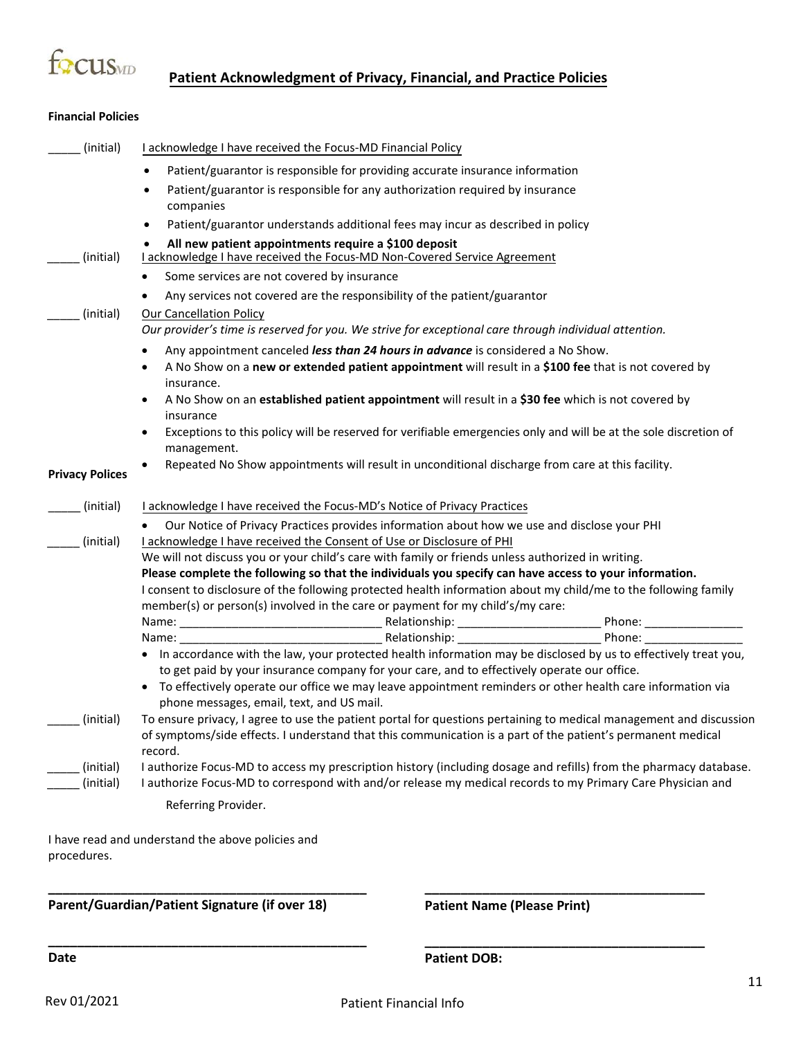focusMD

# Patient Acknowledgment of Privacy, Financial, and Practice Policies

**Financial Policies**

_____ (initial) I acknowledge I have received the Focus-MD Financial Policy

- Patient/guarantor is responsible for providing accurate insurance information
- Patient/guarantor is responsible for any authorization required by insurance companies
- Patient/guarantor understands additional fees may incur as described in policy
- **All new patient appointments require a $100 deposit**

_____ (initial) I acknowledge I have received the Focus-MD Non-Covered Service Agreement

- Some services are not covered by insurance
- Any services not covered are the responsibility of the patient/guarantor

_____ (initial) Our Cancellation Policy

*Our provider's time is reserved for you. We strive for exceptional care through individual attention.*

- Any appointment canceled ***less than 24 hours in advance*** is considered a No Show.
- A No Show on a **new or extended patient appointment** will result in a **$100 fee** that is not covered by insurance.
- A No Show on an **established patient appointment** will result in a **$30 fee** which is not covered by insurance
- Exceptions to this policy will be reserved for verifiable emergencies only and will be at the sole discretion of management.
- Repeated No Show appointments will result in unconditional discharge from care at this facility.

**Privacy Polices**

_____ (initial) I acknowledge I have received the Focus-MD's Notice of Privacy Practices

- Our Notice of Privacy Practices provides information about how we use and disclose your PHI

_____ (initial) I acknowledge I have received the Consent of Use or Disclosure of PHI

We will not discuss you or your child's care with family or friends unless authorized in writing.

**Please complete the following so that the individuals you specify can have access to your information.**

I consent to disclosure of the following protected health information about my child/me to the following family member(s) or person(s) involved in the care or payment for my child's/my care:

Name: ______________________________ Relationship: _____________________ Phone: _______________

Name: ______________________________ Relationship: _____________________ Phone: _______________

- In accordance with the law, your protected health information may be disclosed by us to effectively treat you, to get paid by your insurance company for your care, and to effectively operate our office.
- To effectively operate our office we may leave appointment reminders or other health care information via phone messages, email, text, and US mail.

_____ (initial) To ensure privacy, I agree to use the patient portal for questions pertaining to medical management and discussion of symptoms/side effects. I understand that this communication is a part of the patient's permanent medical record.

_____ (initial) I authorize Focus-MD to access my prescription history (including dosage and refills) from the pharmacy database.

_____ (initial) I authorize Focus-MD to correspond with and/or release my medical records to my Primary Care Physician and Referring Provider.

I have read and understand the above policies and procedures.

_____________________________________________ _________________________________________

**Parent/Guardian/Patient Signature (if over 18)** **Patient Name (Please Print)**

_____________________________________________ _________________________________________

**Date** **Patient DOB:**

Rev 01/2021

Patient Financial Info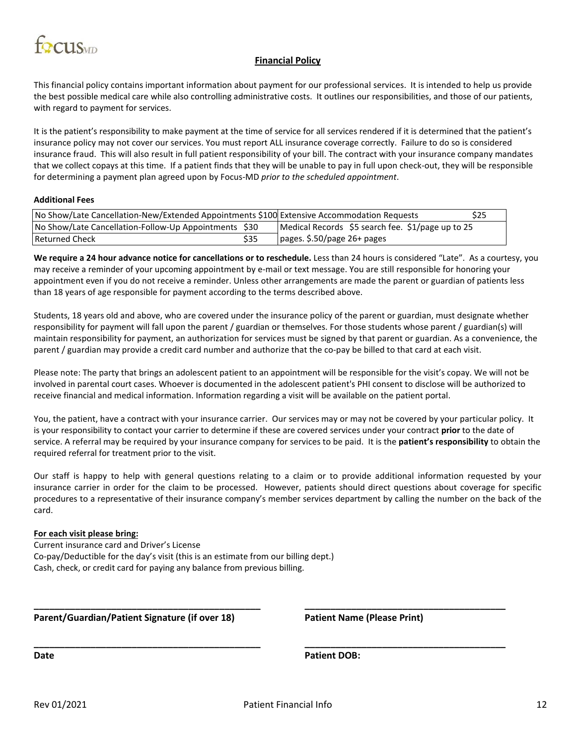focusMD

## Financial Policy

This financial policy contains important information about payment for our professional services. It is intended to help us provide the best possible medical care while also controlling administrative costs. It outlines our responsibilities, and those of our patients, with regard to payment for services.

It is the patient's responsibility to make payment at the time of service for all services rendered if it is determined that the patient's insurance policy may not cover our services. You must report ALL insurance coverage correctly. Failure to do so is considered insurance fraud. This will also result in full patient responsibility of your bill. The contract with your insurance company mandates that we collect copays at this time. If a patient finds that they will be unable to pay in full upon check-out, they will be responsible for determining a payment plan agreed upon by Focus-MD *prior to the scheduled appointment*.

**Additional Fees**

| | | | |
|---|---|---|---|
| No Show/Late Cancellation-New/Extended Appointments | $100 | Extensive Accommodation Requests | $25 |
| No Show/Late Cancellation-Follow-Up Appointments | $30 | Medical Records $5 search fee. $1/page up to 25 pages. $.50/page 26+ pages | |
| Returned Check | $35 | | |

**We require a 24 hour advance notice for cancellations or to reschedule.** Less than 24 hours is considered "Late". As a courtesy, you may receive a reminder of your upcoming appointment by e-mail or text message. You are still responsible for honoring your appointment even if you do not receive a reminder. Unless other arrangements are made the parent or guardian of patients less than 18 years of age responsible for payment according to the terms described above.

Students, 18 years old and above, who are covered under the insurance policy of the parent or guardian, must designate whether responsibility for payment will fall upon the parent / guardian or themselves. For those students whose parent / guardian(s) will maintain responsibility for payment, an authorization for services must be signed by that parent or guardian. As a convenience, the parent / guardian may provide a credit card number and authorize that the co-pay be billed to that card at each visit.

Please note: The party that brings an adolescent patient to an appointment will be responsible for the visit's copay. We will not be involved in parental court cases. Whoever is documented in the adolescent patient's PHI consent to disclose will be authorized to receive financial and medical information. Information regarding a visit will be available on the patient portal.

You, the patient, have a contract with your insurance carrier. Our services may or may not be covered by your particular policy. It is your responsibility to contact your carrier to determine if these are covered services under your contract **prior** to the date of service. A referral may be required by your insurance company for services to be paid. It is the **patient's responsibility** to obtain the required referral for treatment prior to the visit.

Our staff is happy to help with general questions relating to a claim or to provide additional information requested by your insurance carrier in order for the claim to be processed. However, patients should direct questions about coverage for specific procedures to a representative of their insurance company's member services department by calling the number on the back of the card.

**For each visit please bring:**

Current insurance card and Driver's License
Co-pay/Deductible for the day's visit (this is an estimate from our billing dept.)
Cash, check, or credit card for paying any balance from previous billing.

_____________________________________________ &nbsp;&nbsp;&nbsp; _______________________________________

**Parent/Guardian/Patient Signature (if over 18)** &nbsp;&nbsp;&nbsp; **Patient Name (Please Print)**

_____________________________________________ &nbsp;&nbsp;&nbsp; _______________________________________

**Date** &nbsp;&nbsp;&nbsp; **Patient DOB:**

Rev 01/2021 &nbsp;&nbsp;&nbsp; Patient Financial Info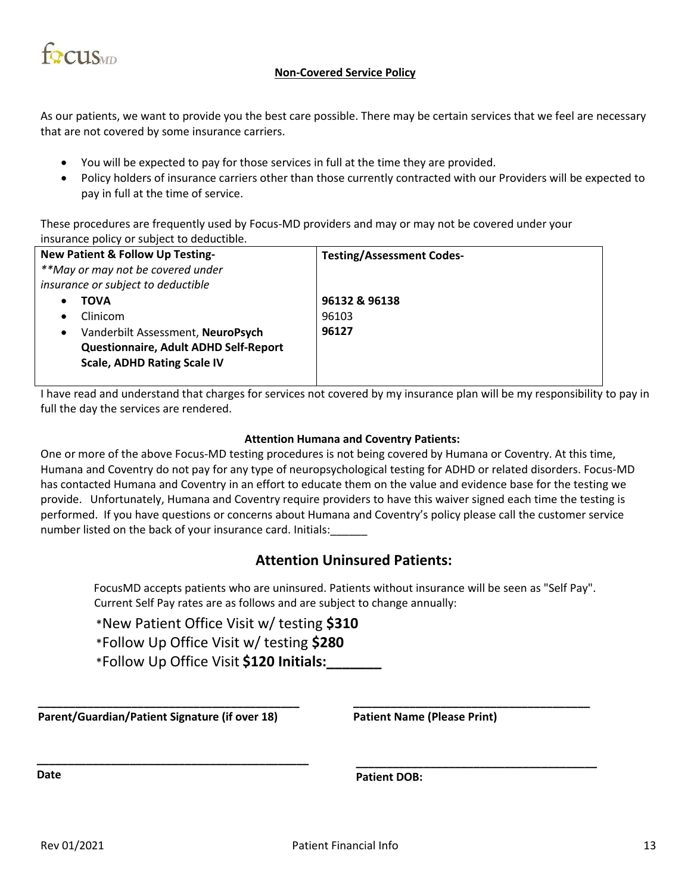focusMD

## Non-Covered Service Policy

As our patients, we want to provide you the best care possible. There may be certain services that we feel are necessary that are not covered by some insurance carriers.

- You will be expected to pay for those services in full at the time they are provided.
- Policy holders of insurance carriers other than those currently contracted with our Providers will be expected to pay in full at the time of service.

These procedures are frequently used by Focus-MD providers and may or may not be covered under your insurance policy or subject to deductible.

| **New Patient & Follow Up Testing-** *\*\*May or may not be covered under insurance or subject to deductible* | **Testing/Assessment Codes-** |
|---|---|
| • **TOVA** | **96132 & 96138** |
| • Clinicom | 96103 |
| • Vanderbilt Assessment, **NeuroPsych Questionnaire, Adult ADHD Self-Report Scale, ADHD Rating Scale IV** | **96127** |

I have read and understand that charges for services not covered by my insurance plan will be my responsibility to pay in full the day the services are rendered.

**Attention Humana and Coventry Patients:**

One or more of the above Focus-MD testing procedures is not being covered by Humana or Coventry. At this time, Humana and Coventry do not pay for any type of neuropsychological testing for ADHD or related disorders. Focus-MD has contacted Humana and Coventry in an effort to educate them on the value and evidence base for the testing we provide. Unfortunately, Humana and Coventry require providers to have this waiver signed each time the testing is performed. If you have questions or concerns about Humana and Coventry's policy please call the customer service number listed on the back of your insurance card. Initials:______

## Attention Uninsured Patients:

FocusMD accepts patients who are uninsured. Patients without insurance will be seen as "Self Pay". Current Self Pay rates are as follows and are subject to change annually:

\*New Patient Office Visit w/ testing **$310**

\*Follow Up Office Visit w/ testing **$280**

\*Follow Up Office Visit **$120 Initials:_______**

________________________________________ **Parent/Guardian/Patient Signature (if over 18)**

________________________________________ **Patient Name (Please Print)**

________________________________________ **Date**

________________________________________ **Patient DOB:**

Rev 01/2021 Patient Financial Info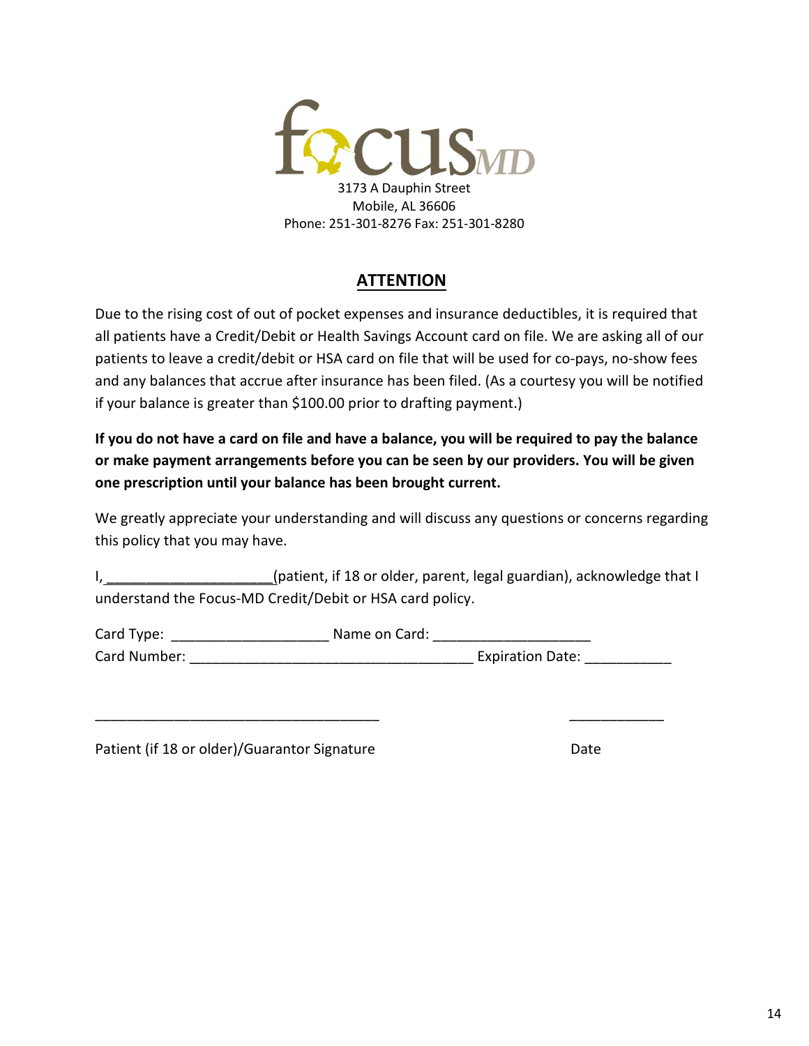focusMD

3173 A Dauphin Street
Mobile, AL 36606
Phone: 251-301-8276 Fax: 251-301-8280

## ATTENTION

Due to the rising cost of out of pocket expenses and insurance deductibles, it is required that all patients have a Credit/Debit or Health Savings Account card on file. We are asking all of our patients to leave a credit/debit or HSA card on file that will be used for co-pays, no-show fees and any balances that accrue after insurance has been filed. (As a courtesy you will be notified if your balance is greater than $100.00 prior to drafting payment.)

**If you do not have a card on file and have a balance, you will be required to pay the balance or make payment arrangements before you can be seen by our providers. You will be given one prescription until your balance has been brought current.**

We greatly appreciate your understanding and will discuss any questions or concerns regarding this policy that you may have.

I, ____________________(patient, if 18 or older, parent, legal guardian), acknowledge that I understand the Focus-MD Credit/Debit or HSA card policy.

Card Type: ___________________ Name on Card: ___________________

Card Number: __________________________________ Expiration Date: ___________

__________________________________ ____________

Patient (if 18 or older)/Guarantor Signature Date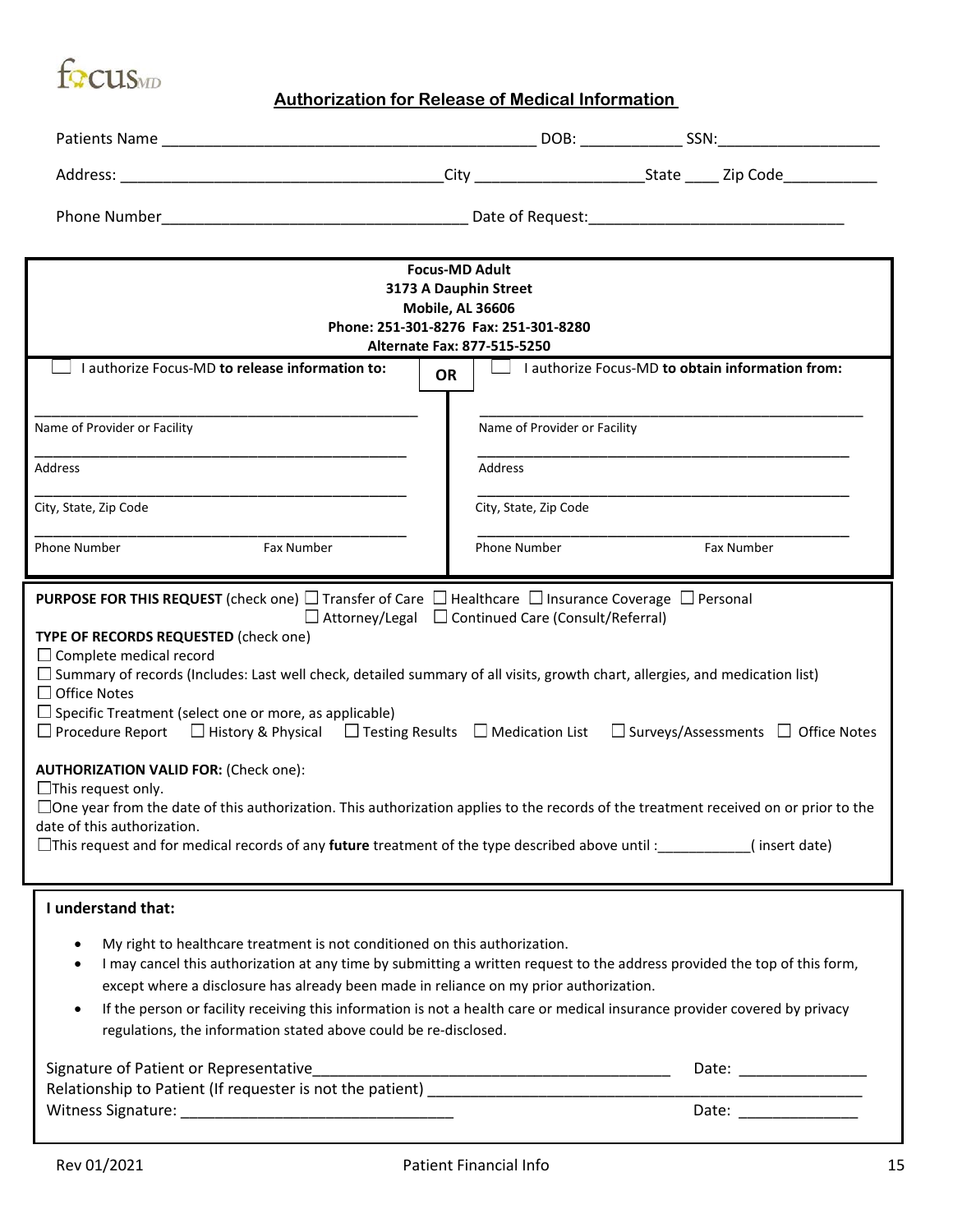focusMD

## Authorization for Release of Medical Information

Patients Name ___________________________________________ DOB: ____________ SSN:___________________

Address: ____________________________________City ____________________State ____ Zip Code___________

Phone Number___________________________________ Date of Request:_____________________________

**Focus-MD Adult**
**3173 A Dauphin Street**
**Mobile, AL 36606**
**Phone: 251-301-8276 Fax: 251-301-8280**
**Alternate Fax: 877-515-5250**

| ☐ I authorize Focus-MD **to release information to:** | **OR** | ☐ I authorize Focus-MD **to obtain information from:** |
|---|---|---|
| ________________________________________ Name of Provider or Facility | | ________________________________________ Name of Provider or Facility |
| ________________________________________ Address | | ________________________________________ Address |
| ________________________________________ City, State, Zip Code | | ________________________________________ City, State, Zip Code |
| ________________________________________ Phone Number Fax Number | | ________________________________________ Phone Number Fax Number |

**PURPOSE FOR THIS REQUEST** (check one) ☐ Transfer of Care ☐ Healthcare ☐ Insurance Coverage ☐ Personal ☐ Attorney/Legal ☐ Continued Care (Consult/Referral)

**TYPE OF RECORDS REQUESTED** (check one)

☐ Complete medical record
☐ Summary of records (Includes: Last well check, detailed summary of all visits, growth chart, allergies, and medication list)
☐ Office Notes
☐ Specific Treatment (select one or more, as applicable)
☐ Procedure Report ☐ History & Physical ☐ Testing Results ☐ Medication List ☐ Surveys/Assessments ☐ Office Notes

**AUTHORIZATION VALID FOR:** (Check one):

☐This request only.
☐One year from the date of this authorization. This authorization applies to the records of the treatment received on or prior to the date of this authorization.
☐This request and for medical records of any **future** treatment of the type described above until :___________( insert date)

**I understand that:**

- My right to healthcare treatment is not conditioned on this authorization.
- I may cancel this authorization at any time by submitting a written request to the address provided the top of this form, except where a disclosure has already been made in reliance on my prior authorization.
- If the person or facility receiving this information is not a health care or medical insurance provider covered by privacy regulations, the information stated above could be re-disclosed.

Signature of Patient or Representative_________________________________________ Date: _______________
Relationship to Patient (If requester is not the patient) ____________________________________________________
Witness Signature: ________________________________ Date: ______________

Rev 01/2021 Patient Financial Info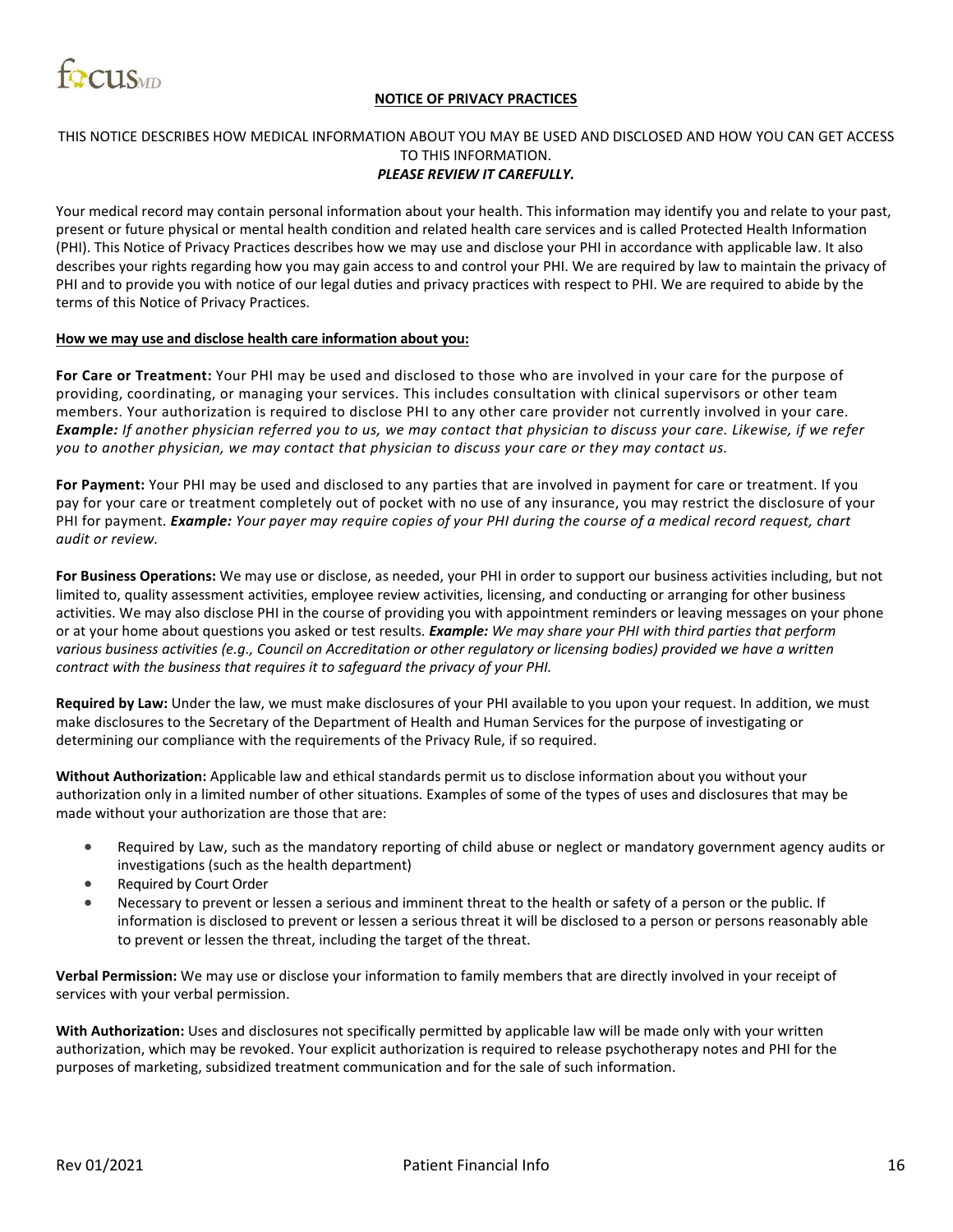# NOTICE OF PRIVACY PRACTICES

THIS NOTICE DESCRIBES HOW MEDICAL INFORMATION ABOUT YOU MAY BE USED AND DISCLOSED AND HOW YOU CAN GET ACCESS TO THIS INFORMATION.
***PLEASE REVIEW IT CAREFULLY.***

Your medical record may contain personal information about your health. This information may identify you and relate to your past, present or future physical or mental health condition and related health care services and is called Protected Health Information (PHI). This Notice of Privacy Practices describes how we may use and disclose your PHI in accordance with applicable law. It also describes your rights regarding how you may gain access to and control your PHI. We are required by law to maintain the privacy of PHI and to provide you with notice of our legal duties and privacy practices with respect to PHI. We are required to abide by the terms of this Notice of Privacy Practices.

## How we may use and disclose health care information about you:

**For Care or Treatment:** Your PHI may be used and disclosed to those who are involved in your care for the purpose of providing, coordinating, or managing your services. This includes consultation with clinical supervisors or other team members. Your authorization is required to disclose PHI to any other care provider not currently involved in your care. ***Example:*** *If another physician referred you to us, we may contact that physician to discuss your care. Likewise, if we refer you to another physician, we may contact that physician to discuss your care or they may contact us.*

**For Payment:** Your PHI may be used and disclosed to any parties that are involved in payment for care or treatment. If you pay for your care or treatment completely out of pocket with no use of any insurance, you may restrict the disclosure of your PHI for payment. ***Example:*** *Your payer may require copies of your PHI during the course of a medical record request, chart audit or review.*

**For Business Operations:** We may use or disclose, as needed, your PHI in order to support our business activities including, but not limited to, quality assessment activities, employee review activities, licensing, and conducting or arranging for other business activities. We may also disclose PHI in the course of providing you with appointment reminders or leaving messages on your phone or at your home about questions you asked or test results. ***Example:*** *We may share your PHI with third parties that perform various business activities (e.g., Council on Accreditation or other regulatory or licensing bodies) provided we have a written contract with the business that requires it to safeguard the privacy of your PHI.*

**Required by Law:** Under the law, we must make disclosures of your PHI available to you upon your request. In addition, we must make disclosures to the Secretary of the Department of Health and Human Services for the purpose of investigating or determining our compliance with the requirements of the Privacy Rule, if so required.

**Without Authorization:** Applicable law and ethical standards permit us to disclose information about you without your authorization only in a limited number of other situations. Examples of some of the types of uses and disclosures that may be made without your authorization are those that are:

- Required by Law, such as the mandatory reporting of child abuse or neglect or mandatory government agency audits or investigations (such as the health department)
- Required by Court Order
- Necessary to prevent or lessen a serious and imminent threat to the health or safety of a person or the public. If information is disclosed to prevent or lessen a serious threat it will be disclosed to a person or persons reasonably able to prevent or lessen the threat, including the target of the threat.

**Verbal Permission:** We may use or disclose your information to family members that are directly involved in your receipt of services with your verbal permission.

**With Authorization:** Uses and disclosures not specifically permitted by applicable law will be made only with your written authorization, which may be revoked. Your explicit authorization is required to release psychotherapy notes and PHI for the purposes of marketing, subsidized treatment communication and for the sale of such information.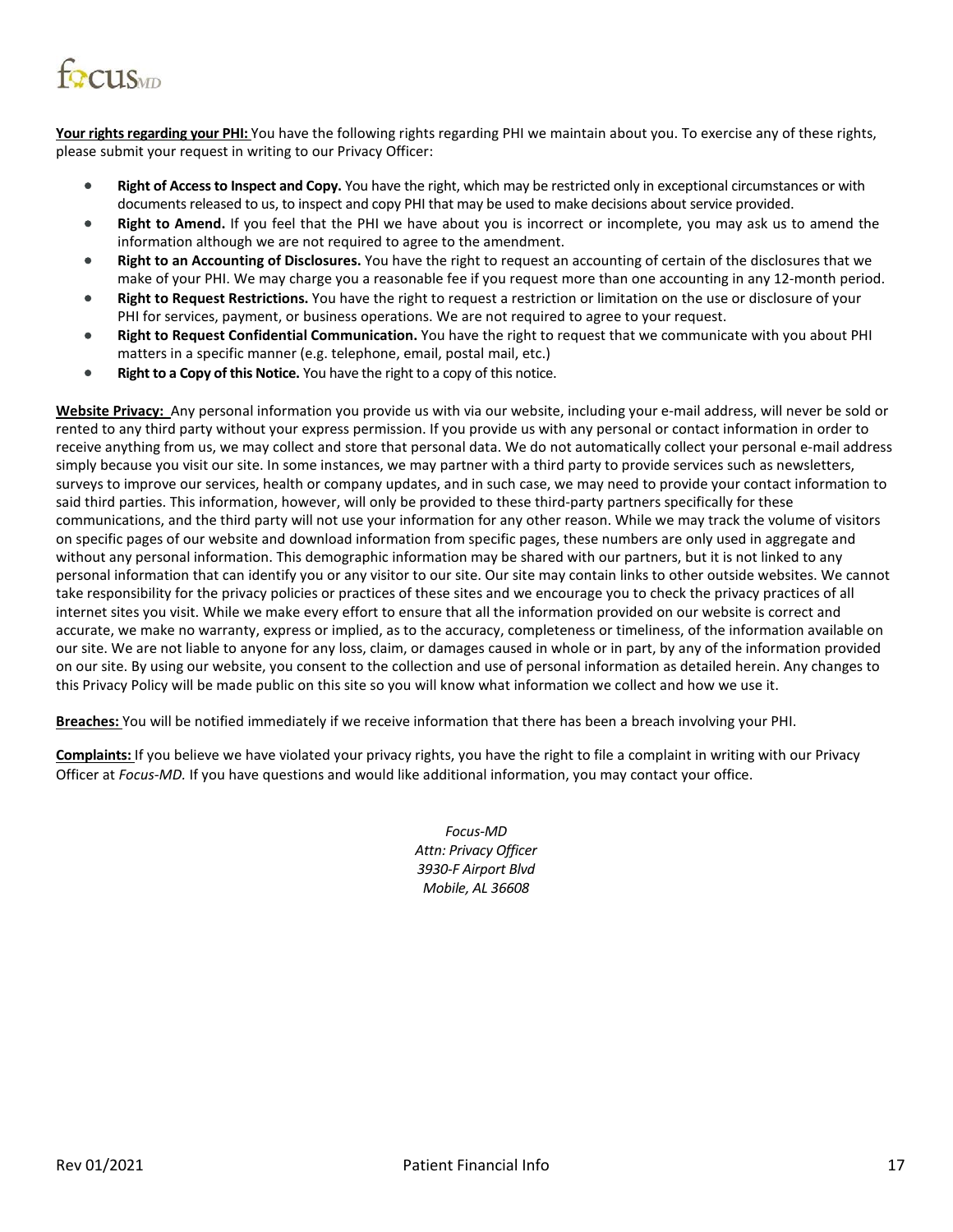**Your rights regarding your PHI:** You have the following rights regarding PHI we maintain about you. To exercise any of these rights, please submit your request in writing to our Privacy Officer:

- **Right of Access to Inspect and Copy.** You have the right, which may be restricted only in exceptional circumstances or with documents released to us, to inspect and copy PHI that may be used to make decisions about service provided.
- **Right to Amend.** If you feel that the PHI we have about you is incorrect or incomplete, you may ask us to amend the information although we are not required to agree to the amendment.
- **Right to an Accounting of Disclosures.** You have the right to request an accounting of certain of the disclosures that we make of your PHI. We may charge you a reasonable fee if you request more than one accounting in any 12-month period.
- **Right to Request Restrictions.** You have the right to request a restriction or limitation on the use or disclosure of your PHI for services, payment, or business operations. We are not required to agree to your request.
- **Right to Request Confidential Communication.** You have the right to request that we communicate with you about PHI matters in a specific manner (e.g. telephone, email, postal mail, etc.)
- **Right to a Copy of this Notice.** You have the right to a copy of this notice.

**Website Privacy:** Any personal information you provide us with via our website, including your e-mail address, will never be sold or rented to any third party without your express permission. If you provide us with any personal or contact information in order to receive anything from us, we may collect and store that personal data. We do not automatically collect your personal e-mail address simply because you visit our site. In some instances, we may partner with a third party to provide services such as newsletters, surveys to improve our services, health or company updates, and in such case, we may need to provide your contact information to said third parties. This information, however, will only be provided to these third-party partners specifically for these communications, and the third party will not use your information for any other reason. While we may track the volume of visitors on specific pages of our website and download information from specific pages, these numbers are only used in aggregate and without any personal information. This demographic information may be shared with our partners, but it is not linked to any personal information that can identify you or any visitor to our site. Our site may contain links to other outside websites. We cannot take responsibility for the privacy policies or practices of these sites and we encourage you to check the privacy practices of all internet sites you visit. While we make every effort to ensure that all the information provided on our website is correct and accurate, we make no warranty, express or implied, as to the accuracy, completeness or timeliness, of the information available on our site. We are not liable to anyone for any loss, claim, or damages caused in whole or in part, by any of the information provided on our site. By using our website, you consent to the collection and use of personal information as detailed herein. Any changes to this Privacy Policy will be made public on this site so you will know what information we collect and how we use it.

**Breaches:** You will be notified immediately if we receive information that there has been a breach involving your PHI.

**Complaints:** If you believe we have violated your privacy rights, you have the right to file a complaint in writing with our Privacy Officer at *Focus-MD.* If you have questions and would like additional information, you may contact your office.

*Focus-MD*
*Attn: Privacy Officer*
*3930-F Airport Blvd*
*Mobile, AL 36608*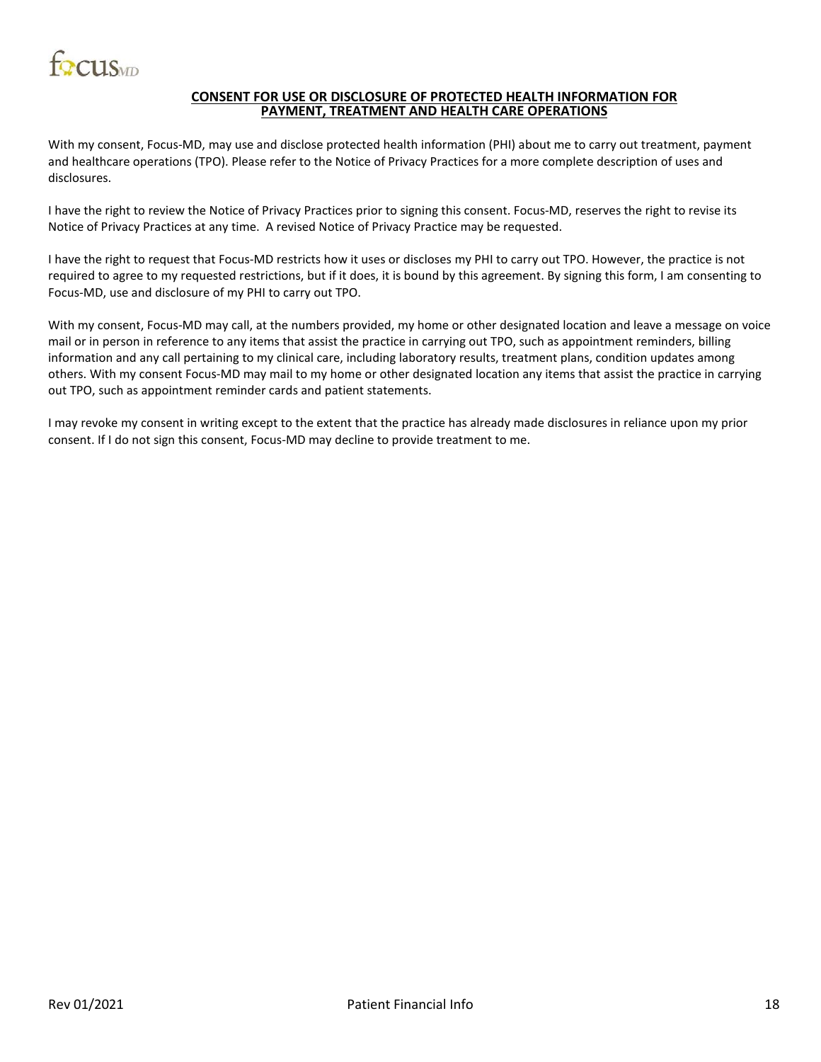**CONSENT FOR USE OR DISCLOSURE OF PROTECTED HEALTH INFORMATION FOR PAYMENT, TREATMENT AND HEALTH CARE OPERATIONS**

With my consent, Focus-MD, may use and disclose protected health information (PHI) about me to carry out treatment, payment and healthcare operations (TPO). Please refer to the Notice of Privacy Practices for a more complete description of uses and disclosures.

I have the right to review the Notice of Privacy Practices prior to signing this consent. Focus-MD, reserves the right to revise its Notice of Privacy Practices at any time. A revised Notice of Privacy Practice may be requested.

I have the right to request that Focus-MD restricts how it uses or discloses my PHI to carry out TPO. However, the practice is not required to agree to my requested restrictions, but if it does, it is bound by this agreement. By signing this form, I am consenting to Focus-MD, use and disclosure of my PHI to carry out TPO.

With my consent, Focus-MD may call, at the numbers provided, my home or other designated location and leave a message on voice mail or in person in reference to any items that assist the practice in carrying out TPO, such as appointment reminders, billing information and any call pertaining to my clinical care, including laboratory results, treatment plans, condition updates among others. With my consent Focus-MD may mail to my home or other designated location any items that assist the practice in carrying out TPO, such as appointment reminder cards and patient statements.

I may revoke my consent in writing except to the extent that the practice has already made disclosures in reliance upon my prior consent. If I do not sign this consent, Focus-MD may decline to provide treatment to me.